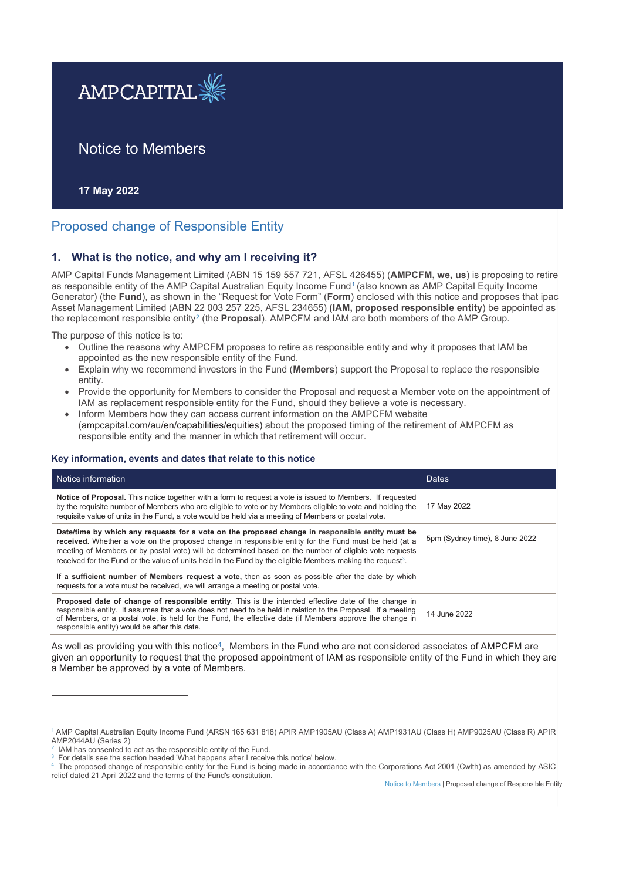AMPCAPITAL

# Notice to Members

**17 May 2022**

## Proposed change of Responsible Entity

### 1. What is the notice, and why am I receiving it?

AMP Capital Funds Management Limited (ABN 15 159 557 721, AFSL 426455) (**AMPCFM, we, us**) is proposing to retire as responsible entity of the AMP Capital Australian Equity Income Fund[1] (also known as AMP Capital Equity Income Generator) (the **Fund**), as shown in the "Request for Vote Form" (**Form**) enclosed with this notice and proposes that ipac Asset Management Limited (ABN 22 003 257 225, AFSL 234655) **(IAM, proposed responsible entity**) be appointed as the replacement responsible entity[2] (the **Proposal**). AMPCFM and IAM are both members of the AMP Group.

The purpose of this notice is to:

- Outline the reasons why AMPCFM proposes to retire as responsible entity and why it proposes that IAM be appointed as the new responsible entity of the Fund.
- Explain why we recommend investors in the Fund (**Members**) support the Proposal to replace the responsible entity.
- Provide the opportunity for Members to consider the Proposal and request a Member vote on the appointment of IAM as replacement responsible entity for the Fund, should they believe a vote is necessary.
- Inform Members how they can access current information on the AMPCFM website (ampcapital.com/au/en/capabilities/equities) about the proposed timing of the retirement of AMPCFM as responsible entity and the manner in which that retirement will occur.

#### Key information, events and dates that relate to this notice

| Notice information | Dates |
| --- | --- |
| **Notice of Proposal.** This notice together with a form to request a vote is issued to Members. If requested by the requisite number of Members who are eligible to vote or by Members eligible to vote and holding the requisite value of units in the Fund, a vote would be held via a meeting of Members or postal vote. | 17 May 2022 |
| **Date/time by which any requests for a vote on the proposed change in responsible entity must be received.** Whether a vote on the proposed change in responsible entity for the Fund must be held (at a meeting of Members or by postal vote) will be determined based on the number of eligible vote requests received for the Fund or the value of units held in the Fund by the eligible Members making the request[3]. | 5pm (Sydney time), 8 June 2022 |
| **If a sufficient number of Members request a vote,** then as soon as possible after the date by which requests for a vote must be received, we will arrange a meeting or postal vote. | |
| **Proposed date of change of responsible entity**. This is the intended effective date of the change in responsible entity. It assumes that a vote does not need to be held in relation to the Proposal. If a meeting of Members, or a postal vote, is held for the Fund, the effective date (if Members approve the change in responsible entity) would be after this date. | 14 June 2022 |

As well as providing you with this notice[4], Members in the Fund who are not considered associates of AMPCFM are given an opportunity to request that the proposed appointment of IAM as responsible entity of the Fund in which they are a Member be approved by a vote of Members.

---

[1] AMP Capital Australian Equity Income Fund (ARSN 165 631 818) APIR AMP1905AU (Class A) AMP1931AU (Class H) AMP9025AU (Class R) APIR AMP2044AU (Series 2)

[2] IAM has consented to act as the responsible entity of the Fund.

[3] For details see the section headed 'What happens after I receive this notice' below.

[4] The proposed change of responsible entity for the Fund is being made in accordance with the Corporations Act 2001 (Cwlth) as amended by ASIC relief dated 21 April 2022 and the terms of the Fund's constitution.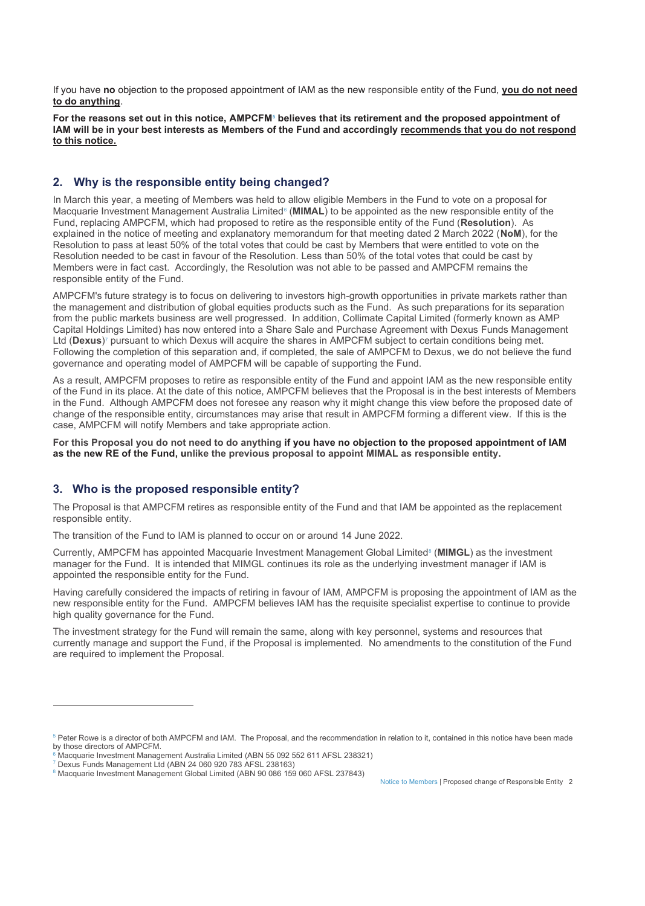If you have **no** objection to the proposed appointment of IAM as the new responsible entity of the Fund, **you do not need to do anything**.

**For the reasons set out in this notice, AMPCFM[5] believes that its retirement and the proposed appointment of IAM will be in your best interests as Members of the Fund and accordingly recommends that you do not respond to this notice.**

## 2. Why is the responsible entity being changed?

In March this year, a meeting of Members was held to allow eligible Members in the Fund to vote on a proposal for Macquarie Investment Management Australia Limited[6] (**MIMAL**) to be appointed as the new responsible entity of the Fund, replacing AMPCFM, which had proposed to retire as the responsible entity of the Fund (**Resolution**). As explained in the notice of meeting and explanatory memorandum for that meeting dated 2 March 2022 (**NoM**), for the Resolution to pass at least 50% of the total votes that could be cast by Members that were entitled to vote on the Resolution needed to be cast in favour of the Resolution. Less than 50% of the total votes that could be cast by Members were in fact cast. Accordingly, the Resolution was not able to be passed and AMPCFM remains the responsible entity of the Fund.

AMPCFM's future strategy is to focus on delivering to investors high-growth opportunities in private markets rather than the management and distribution of global equities products such as the Fund. As such preparations for its separation from the public markets business are well progressed. In addition, Collimate Capital Limited (formerly known as AMP Capital Holdings Limited) has now entered into a Share Sale and Purchase Agreement with Dexus Funds Management Ltd (**Dexus**)[7] pursuant to which Dexus will acquire the shares in AMPCFM subject to certain conditions being met. Following the completion of this separation and, if completed, the sale of AMPCFM to Dexus, we do not believe the fund governance and operating model of AMPCFM will be capable of supporting the Fund.

As a result, AMPCFM proposes to retire as responsible entity of the Fund and appoint IAM as the new responsible entity of the Fund in its place. At the date of this notice, AMPCFM believes that the Proposal is in the best interests of Members in the Fund. Although AMPCFM does not foresee any reason why it might change this view before the proposed date of change of the responsible entity, circumstances may arise that result in AMPCFM forming a different view. If this is the case, AMPCFM will notify Members and take appropriate action.

**For this Proposal you do not need to do anything if you have no objection to the proposed appointment of IAM as the new RE of the Fund, unlike the previous proposal to appoint MIMAL as responsible entity.**

## 3. Who is the proposed responsible entity?

The Proposal is that AMPCFM retires as responsible entity of the Fund and that IAM be appointed as the replacement responsible entity.

The transition of the Fund to IAM is planned to occur on or around 14 June 2022.

Currently, AMPCFM has appointed Macquarie Investment Management Global Limited[8] (**MIMGL**) as the investment manager for the Fund. It is intended that MIMGL continues its role as the underlying investment manager if IAM is appointed the responsible entity for the Fund.

Having carefully considered the impacts of retiring in favour of IAM, AMPCFM is proposing the appointment of IAM as the new responsible entity for the Fund. AMPCFM believes IAM has the requisite specialist expertise to continue to provide high quality governance for the Fund.

The investment strategy for the Fund will remain the same, along with key personnel, systems and resources that currently manage and support the Fund, if the Proposal is implemented. No amendments to the constitution of the Fund are required to implement the Proposal.

---

[5] Peter Rowe is a director of both AMPCFM and IAM. The Proposal, and the recommendation in relation to it, contained in this notice have been made by those directors of AMPCFM.

[6] Macquarie Investment Management Australia Limited (ABN 55 092 552 611 AFSL 238321)

[7] Dexus Funds Management Ltd (ABN 24 060 920 783 AFSL 238163)

[8] Macquarie Investment Management Global Limited (ABN 90 086 159 060 AFSL 237843)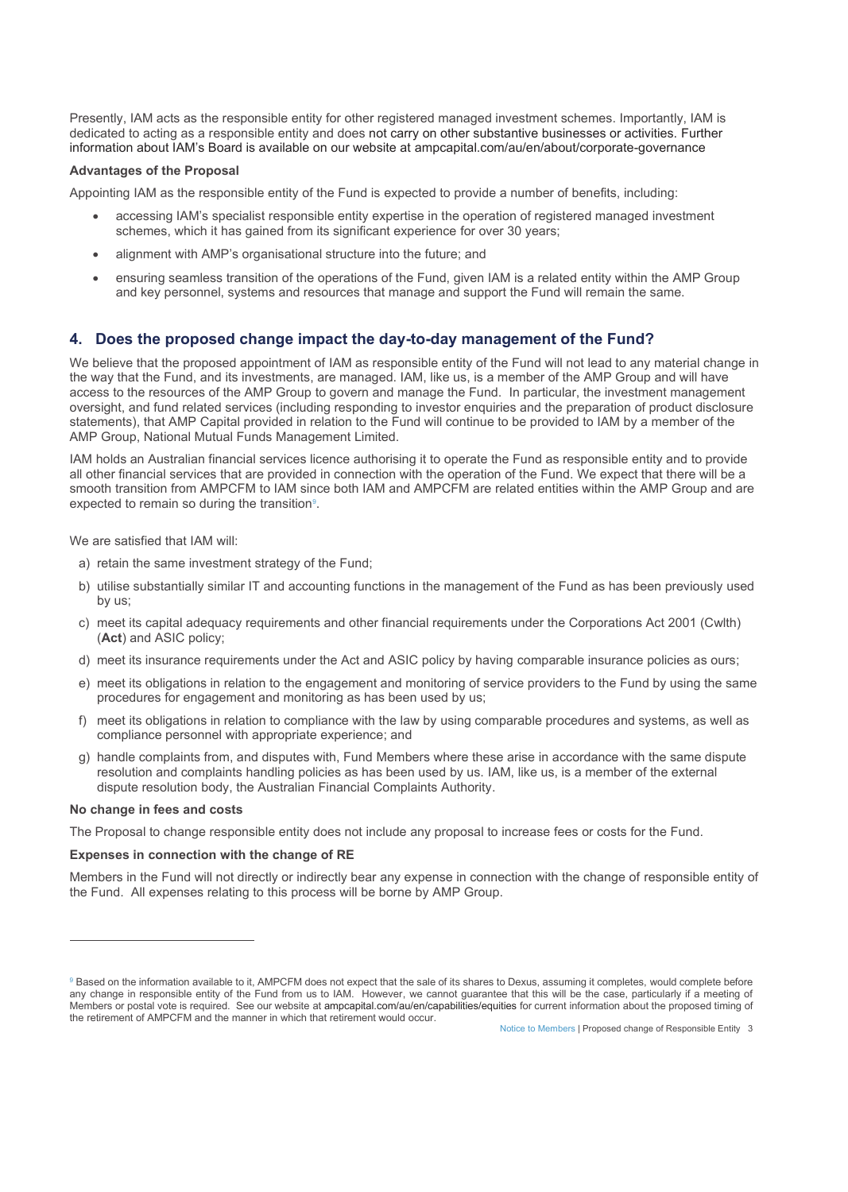Presently, IAM acts as the responsible entity for other registered managed investment schemes. Importantly, IAM is dedicated to acting as a responsible entity and does not carry on other substantive businesses or activities. Further information about IAM's Board is available on our website at ampcapital.com/au/en/about/corporate-governance

**Advantages of the Proposal**

Appointing IAM as the responsible entity of the Fund is expected to provide a number of benefits, including:

- accessing IAM's specialist responsible entity expertise in the operation of registered managed investment schemes, which it has gained from its significant experience for over 30 years;
- alignment with AMP's organisational structure into the future; and
- ensuring seamless transition of the operations of the Fund, given IAM is a related entity within the AMP Group and key personnel, systems and resources that manage and support the Fund will remain the same.

## 4. Does the proposed change impact the day-to-day management of the Fund?

We believe that the proposed appointment of IAM as responsible entity of the Fund will not lead to any material change in the way that the Fund, and its investments, are managed. IAM, like us, is a member of the AMP Group and will have access to the resources of the AMP Group to govern and manage the Fund. In particular, the investment management oversight, and fund related services (including responding to investor enquiries and the preparation of product disclosure statements), that AMP Capital provided in relation to the Fund will continue to be provided to IAM by a member of the AMP Group, National Mutual Funds Management Limited.

IAM holds an Australian financial services licence authorising it to operate the Fund as responsible entity and to provide all other financial services that are provided in connection with the operation of the Fund. We expect that there will be a smooth transition from AMPCFM to IAM since both IAM and AMPCFM are related entities within the AMP Group and are expected to remain so during the transition[9].

We are satisfied that IAM will:

a) retain the same investment strategy of the Fund;

b) utilise substantially similar IT and accounting functions in the management of the Fund as has been previously used by us;

c) meet its capital adequacy requirements and other financial requirements under the Corporations Act 2001 (Cwlth) (**Act**) and ASIC policy;

d) meet its insurance requirements under the Act and ASIC policy by having comparable insurance policies as ours;

e) meet its obligations in relation to the engagement and monitoring of service providers to the Fund by using the same procedures for engagement and monitoring as has been used by us;

f) meet its obligations in relation to compliance with the law by using comparable procedures and systems, as well as compliance personnel with appropriate experience; and

g) handle complaints from, and disputes with, Fund Members where these arise in accordance with the same dispute resolution and complaints handling policies as has been used by us. IAM, like us, is a member of the external dispute resolution body, the Australian Financial Complaints Authority.

**No change in fees and costs**

The Proposal to change responsible entity does not include any proposal to increase fees or costs for the Fund.

**Expenses in connection with the change of RE**

Members in the Fund will not directly or indirectly bear any expense in connection with the change of responsible entity of the Fund. All expenses relating to this process will be borne by AMP Group.

---

[9] Based on the information available to it, AMPCFM does not expect that the sale of its shares to Dexus, assuming it completes, would complete before any change in responsible entity of the Fund from us to IAM. However, we cannot guarantee that this will be the case, particularly if a meeting of Members or postal vote is required. See our website at ampcapital.com/au/en/capabilities/equities for current information about the proposed timing of the retirement of AMPCFM and the manner in which that retirement would occur.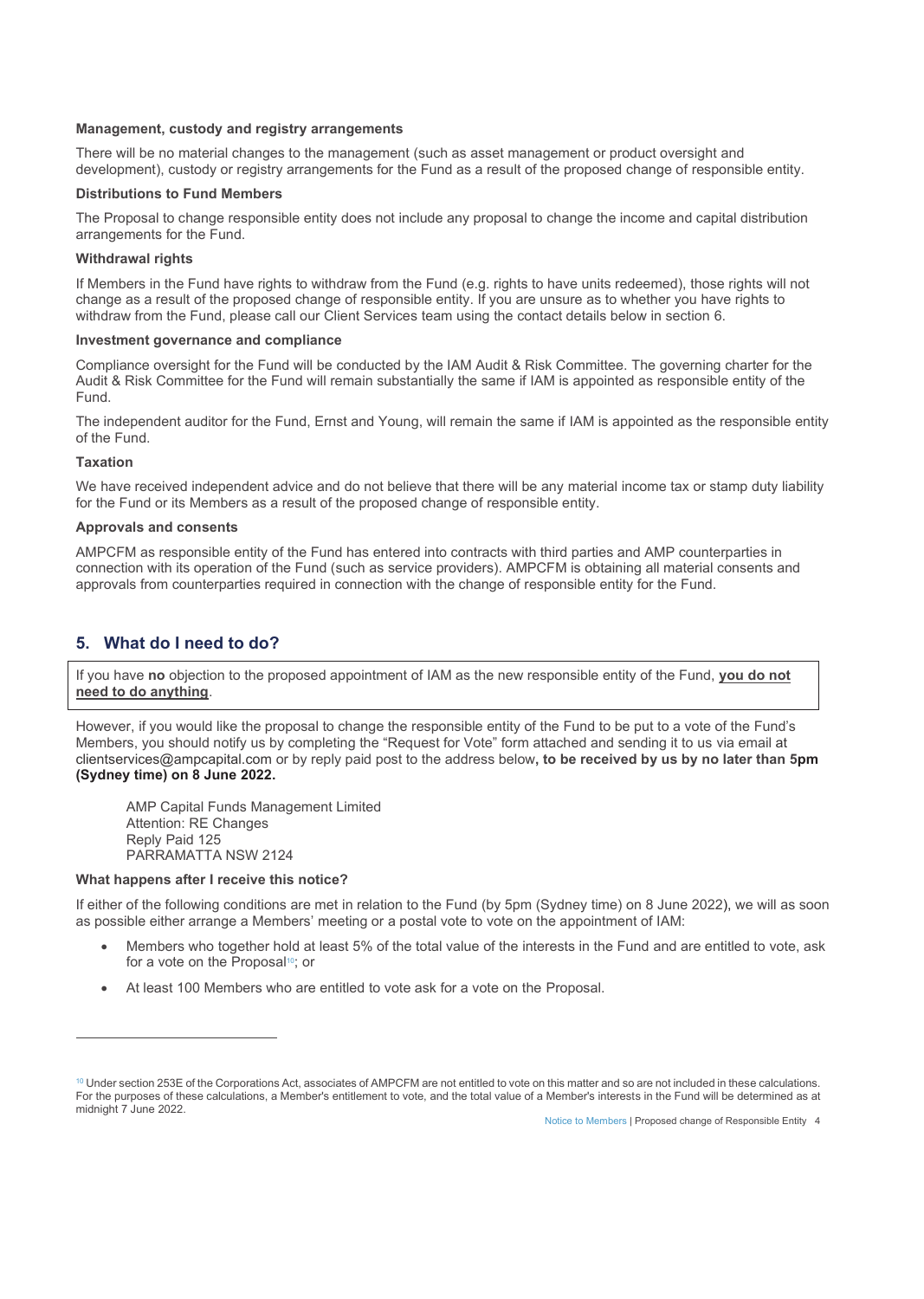**Management, custody and registry arrangements**

There will be no material changes to the management (such as asset management or product oversight and development), custody or registry arrangements for the Fund as a result of the proposed change of responsible entity.

**Distributions to Fund Members**

The Proposal to change responsible entity does not include any proposal to change the income and capital distribution arrangements for the Fund.

**Withdrawal rights**

If Members in the Fund have rights to withdraw from the Fund (e.g. rights to have units redeemed), those rights will not change as a result of the proposed change of responsible entity. If you are unsure as to whether you have rights to withdraw from the Fund, please call our Client Services team using the contact details below in section 6.

**Investment governance and compliance**

Compliance oversight for the Fund will be conducted by the IAM Audit & Risk Committee. The governing charter for the Audit & Risk Committee for the Fund will remain substantially the same if IAM is appointed as responsible entity of the Fund.

The independent auditor for the Fund, Ernst and Young, will remain the same if IAM is appointed as the responsible entity of the Fund.

**Taxation**

We have received independent advice and do not believe that there will be any material income tax or stamp duty liability for the Fund or its Members as a result of the proposed change of responsible entity.

**Approvals and consents**

AMPCFM as responsible entity of the Fund has entered into contracts with third parties and AMP counterparties in connection with its operation of the Fund (such as service providers). AMPCFM is obtaining all material consents and approvals from counterparties required in connection with the change of responsible entity for the Fund.

## 5. What do I need to do?

If you have **no** objection to the proposed appointment of IAM as the new responsible entity of the Fund, **you do not need to do anything**.

However, if you would like the proposal to change the responsible entity of the Fund to be put to a vote of the Fund's Members, you should notify us by completing the "Request for Vote" form attached and sending it to us via email at clientservices@ampcapital.com or by reply paid post to the address below**, to be received by us by no later than 5pm (Sydney time) on 8 June 2022.**

AMP Capital Funds Management Limited
Attention: RE Changes
Reply Paid 125
PARRAMATTA NSW 2124

**What happens after I receive this notice?**

If either of the following conditions are met in relation to the Fund (by 5pm (Sydney time) on 8 June 2022), we will as soon as possible either arrange a Members' meeting or a postal vote to vote on the appointment of IAM:

- Members who together hold at least 5% of the total value of the interests in the Fund and are entitled to vote, ask for a vote on the Proposal[10]; or
- At least 100 Members who are entitled to vote ask for a vote on the Proposal.

[10] Under section 253E of the Corporations Act, associates of AMPCFM are not entitled to vote on this matter and so are not included in these calculations. For the purposes of these calculations, a Member's entitlement to vote, and the total value of a Member's interests in the Fund will be determined as at midnight 7 June 2022.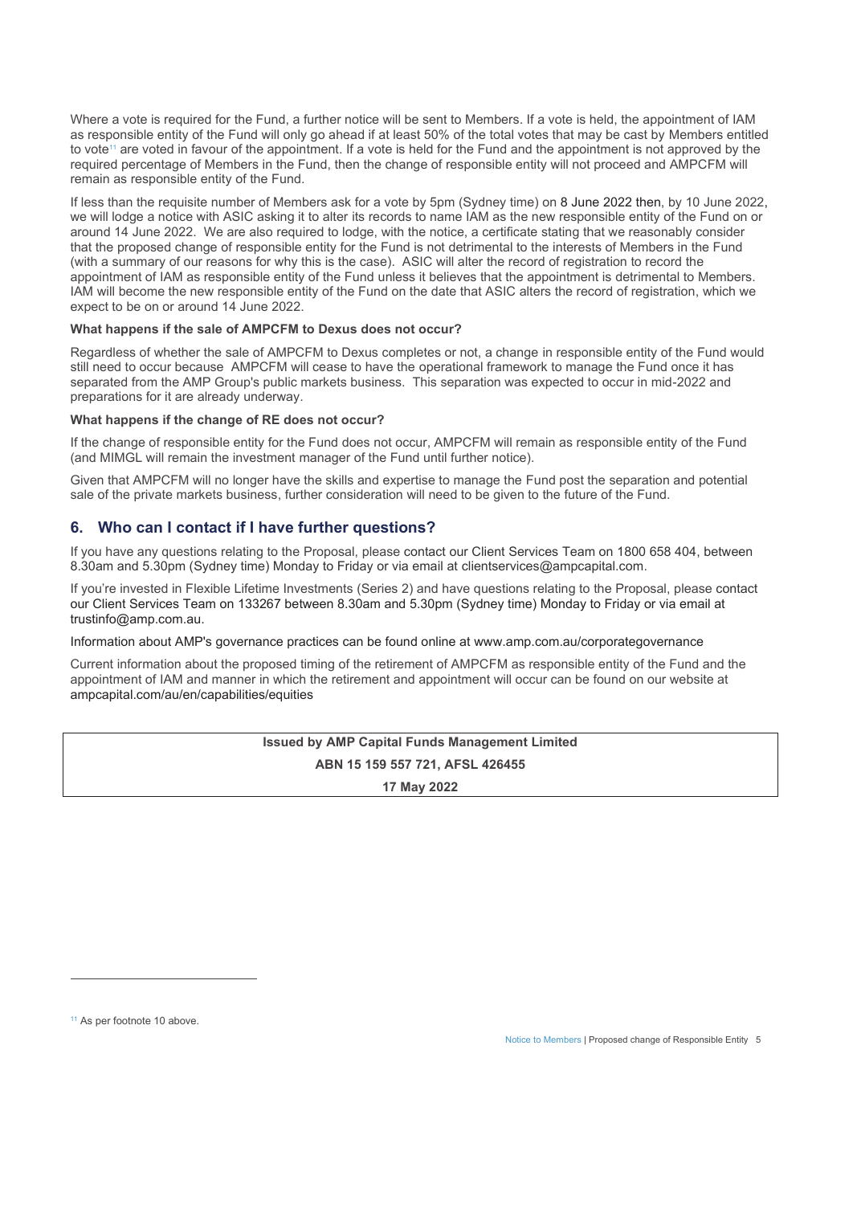Where a vote is required for the Fund, a further notice will be sent to Members. If a vote is held, the appointment of IAM as responsible entity of the Fund will only go ahead if at least 50% of the total votes that may be cast by Members entitled to vote[11] are voted in favour of the appointment. If a vote is held for the Fund and the appointment is not approved by the required percentage of Members in the Fund, then the change of responsible entity will not proceed and AMPCFM will remain as responsible entity of the Fund.

If less than the requisite number of Members ask for a vote by 5pm (Sydney time) on 8 June 2022 then, by 10 June 2022, we will lodge a notice with ASIC asking it to alter its records to name IAM as the new responsible entity of the Fund on or around 14 June 2022. We are also required to lodge, with the notice, a certificate stating that we reasonably consider that the proposed change of responsible entity for the Fund is not detrimental to the interests of Members in the Fund (with a summary of our reasons for why this is the case). ASIC will alter the record of registration to record the appointment of IAM as responsible entity of the Fund unless it believes that the appointment is detrimental to Members. IAM will become the new responsible entity of the Fund on the date that ASIC alters the record of registration, which we expect to be on or around 14 June 2022.

**What happens if the sale of AMPCFM to Dexus does not occur?**

Regardless of whether the sale of AMPCFM to Dexus completes or not, a change in responsible entity of the Fund would still need to occur because AMPCFM will cease to have the operational framework to manage the Fund once it has separated from the AMP Group's public markets business. This separation was expected to occur in mid-2022 and preparations for it are already underway.

**What happens if the change of RE does not occur?**

If the change of responsible entity for the Fund does not occur, AMPCFM will remain as responsible entity of the Fund (and MIMGL will remain the investment manager of the Fund until further notice).

Given that AMPCFM will no longer have the skills and expertise to manage the Fund post the separation and potential sale of the private markets business, further consideration will need to be given to the future of the Fund.

## 6. Who can I contact if I have further questions?

If you have any questions relating to the Proposal, please contact our Client Services Team on 1800 658 404, between 8.30am and 5.30pm (Sydney time) Monday to Friday or via email at clientservices@ampcapital.com.

If you're invested in Flexible Lifetime Investments (Series 2) and have questions relating to the Proposal, please contact our Client Services Team on 133267 between 8.30am and 5.30pm (Sydney time) Monday to Friday or via email at trustinfo@amp.com.au.

Information about AMP's governance practices can be found online at www.amp.com.au/corporategovernance

Current information about the proposed timing of the retirement of AMPCFM as responsible entity of the Fund and the appointment of IAM and manner in which the retirement and appointment will occur can be found on our website at ampcapital.com/au/en/capabilities/equities

**Issued by AMP Capital Funds Management Limited**

**ABN 15 159 557 721, AFSL 426455**

**17 May 2022**

[11] As per footnote 10 above.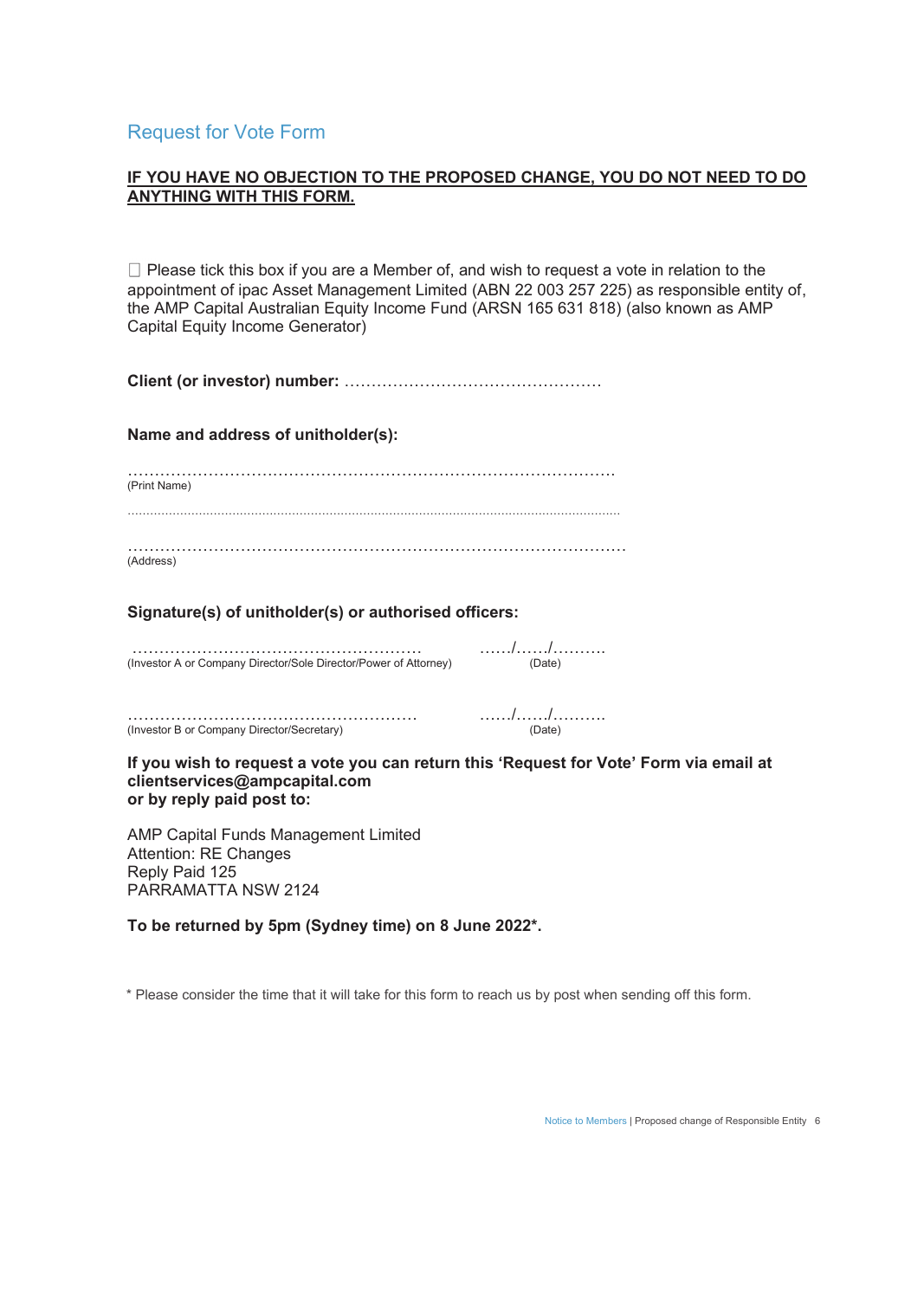## Request for Vote Form

**IF YOU HAVE NO OBJECTION TO THE PROPOSED CHANGE, YOU DO NOT NEED TO DO ANYTHING WITH THIS FORM.**

☐ Please tick this box if you are a Member of, and wish to request a vote in relation to the appointment of ipac Asset Management Limited (ABN 22 003 257 225) as responsible entity of, the AMP Capital Australian Equity Income Fund (ARSN 165 631 818) (also known as AMP Capital Equity Income Generator)

**Client (or investor) number:** …………………………………………

**Name and address of unitholder(s):**

……………………………………………………………………………………
(Print Name)

……………………………………………………………………………………

……………………………………………………………………………………
(Address)

**Signature(s) of unitholder(s) or authorised officers:**

……………………………………………… ……/……/……….
(Investor A or Company Director/Sole Director/Power of Attorney) (Date)

……………………………………………… ……/……/……….
(Investor B or Company Director/Secretary) (Date)

**If you wish to request a vote you can return this 'Request for Vote' Form via email at clientservices@ampcapital.com**
**or by reply paid post to:**

AMP Capital Funds Management Limited
Attention: RE Changes
Reply Paid 125
PARRAMATTA NSW 2124

**To be returned by 5pm (Sydney time) on 8 June 2022*.**

* Please consider the time that it will take for this form to reach us by post when sending off this form.